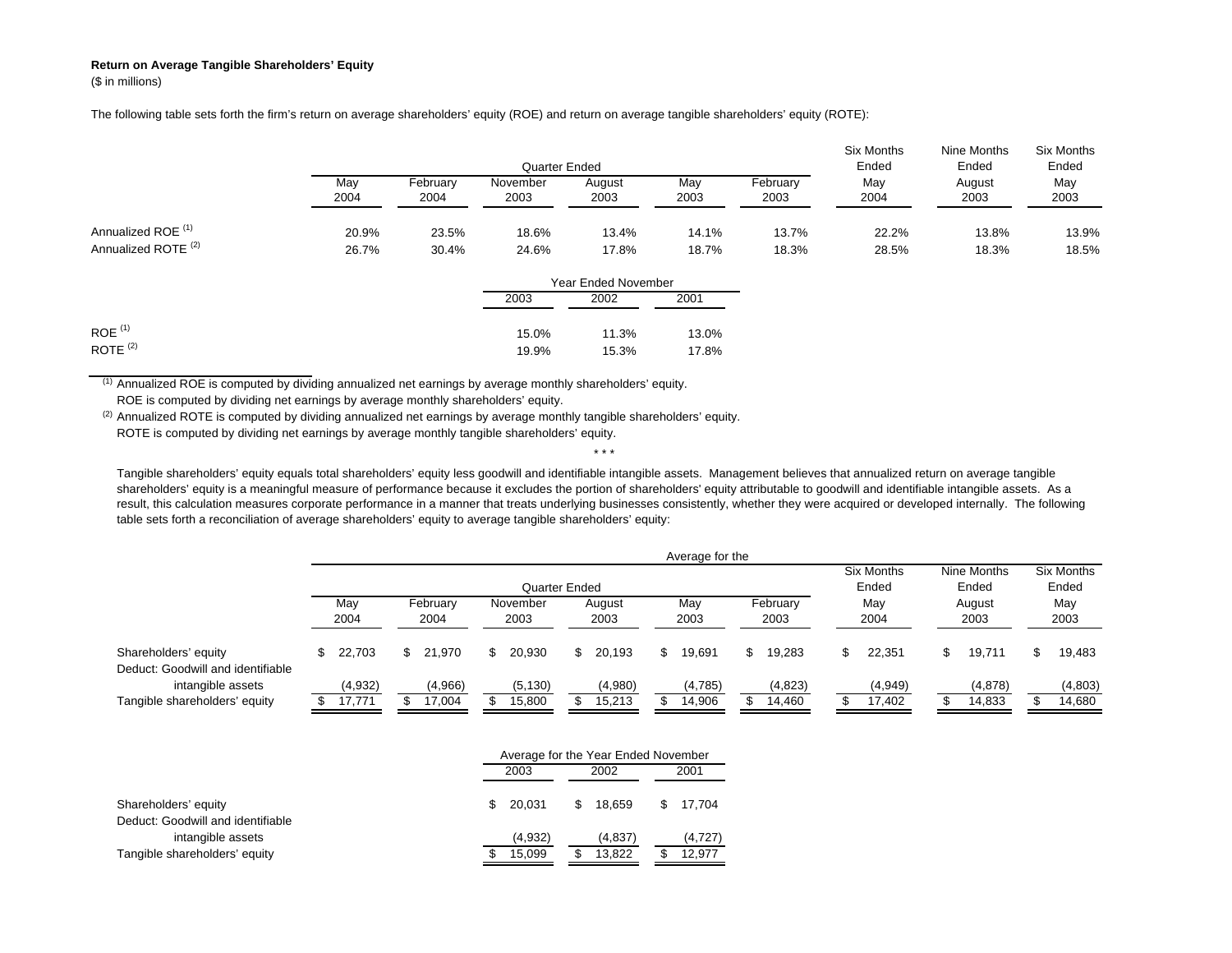**Return on Average Tangible Shareholders' Equity**

($ in millions)

The following table sets forth the firm's return on average shareholders' equity (ROE) and return on average tangible shareholders' equity (ROTE):

| | Quarter Ended | | | | | | Six Months Ended | Nine Months Ended | Six Months Ended |
|---|---|---|---|---|---|---|---|---|---|
| | May 2004 | February 2004 | November 2003 | August 2003 | May 2003 | February 2003 | May 2004 | August 2003 | May 2003 |
| Annualized ROE [1] | 20.9% | 23.5% | 18.6% | 13.4% | 14.1% | 13.7% | 22.2% | 13.8% | 13.9% |
| Annualized ROTE [2] | 26.7% | 30.4% | 24.6% | 17.8% | 18.7% | 18.3% | 28.5% | 18.3% | 18.5% |

| | Year Ended November | | |
|---|---|---|---|
| | 2003 | 2002 | 2001 |
| ROE [1] | 15.0% | 11.3% | 13.0% |
| ROTE [2] | 19.9% | 15.3% | 17.8% |

[1] Annualized ROE is computed by dividing annualized net earnings by average monthly shareholders' equity. ROE is computed by dividing net earnings by average monthly shareholders' equity.

[2] Annualized ROTE is computed by dividing annualized net earnings by average monthly tangible shareholders' equity. ROTE is computed by dividing net earnings by average monthly tangible shareholders' equity.

\* \* \*

Tangible shareholders' equity equals total shareholders' equity less goodwill and identifiable intangible assets. Management believes that annualized return on average tangible shareholders' equity is a meaningful measure of performance because it excludes the portion of shareholders' equity attributable to goodwill and identifiable intangible assets. As a result, this calculation measures corporate performance in a manner that treats underlying businesses consistently, whether they were acquired or developed internally. The following table sets forth a reconciliation of average shareholders' equity to average tangible shareholders' equity:

| | Average for the | | | | | | | | |
|---|---|---|---|---|---|---|---|---|---|
| | Quarter Ended | | | | | | Six Months Ended | Nine Months Ended | Six Months Ended |
| | May 2004 | February 2004 | November 2003 | August 2003 | May 2003 | February 2003 | May 2004 | August 2003 | May 2003 |
| Shareholders' equity | $ 22,703 | $ 21,970 | $ 20,930 | $ 20,193 | $ 19,691 | $ 19,283 | $ 22,351 | $ 19,711 | $ 19,483 |
| Deduct: Goodwill and identifiable intangible assets | (4,932) | (4,966) | (5,130) | (4,980) | (4,785) | (4,823) | (4,949) | (4,878) | (4,803) |
| Tangible shareholders' equity | $ 17,771 | $ 17,004 | $ 15,800 | $ 15,213 | $ 14,906 | $ 14,460 | $ 17,402 | $ 14,833 | $ 14,680 |

| | Average for the Year Ended November | | |
|---|---|---|---|
| | 2003 | 2002 | 2001 |
| Shareholders' equity | $ 20,031 | $ 18,659 | $ 17,704 |
| Deduct: Goodwill and identifiable intangible assets | (4,932) | (4,837) | (4,727) |
| Tangible shareholders' equity | $ 15,099 | $ 13,822 | $ 12,977 |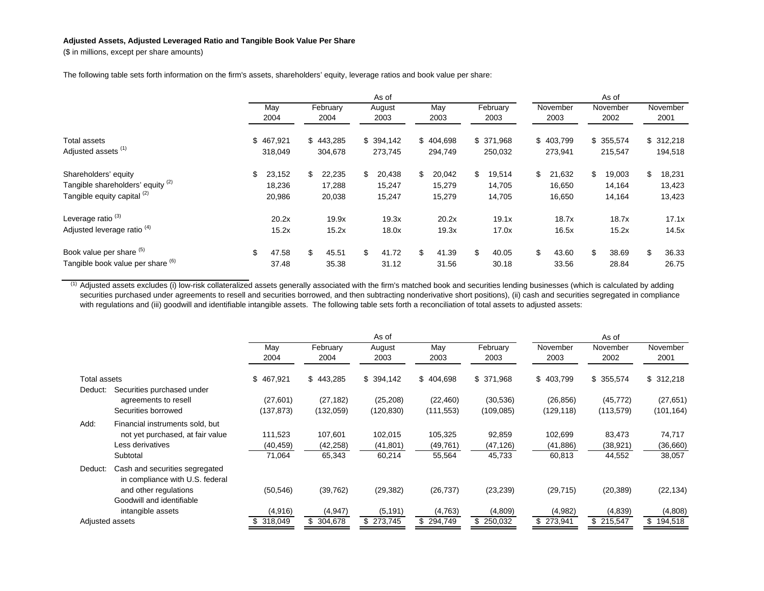**Adjusted Assets, Adjusted Leveraged Ratio and Tangible Book Value Per Share**

($ in millions, except per share amounts)

The following table sets forth information on the firm's assets, shareholders' equity, leverage ratios and book value per share:

| | As of | | | | | As of | | |
|---|---|---|---|---|---|---|---|---|
| | May 2004 | February 2004 | August 2003 | May 2003 | February 2003 | November 2003 | November 2002 | November 2001 |
| Total assets | $ 467,921 | $ 443,285 | $ 394,142 | $ 404,698 | $ 371,968 | $ 403,799 | $ 355,574 | $ 312,218 |
| Adjusted assets [(1)] | 318,049 | 304,678 | 273,745 | 294,749 | 250,032 | 273,941 | 215,547 | 194,518 |
| Shareholders' equity | $ 23,152 | $ 22,235 | $ 20,438 | $ 20,042 | $ 19,514 | $ 21,632 | $ 19,003 | $ 18,231 |
| Tangible shareholders' equity [(2)] | 18,236 | 17,288 | 15,247 | 15,279 | 14,705 | 16,650 | 14,164 | 13,423 |
| Tangible equity capital [(2)] | 20,986 | 20,038 | 15,247 | 15,279 | 14,705 | 16,650 | 14,164 | 13,423 |
| Leverage ratio [(3)] | 20.2x | 19.9x | 19.3x | 20.2x | 19.1x | 18.7x | 18.7x | 17.1x |
| Adjusted leverage ratio [(4)] | 15.2x | 15.2x | 18.0x | 19.3x | 17.0x | 16.5x | 15.2x | 14.5x |
| Book value per share [(5)] | $ 47.58 | $ 45.51 | $ 41.72 | $ 41.39 | $ 40.05 | $ 43.60 | $ 38.69 | $ 36.33 |
| Tangible book value per share [(6)] | 37.48 | 35.38 | 31.12 | 31.56 | 30.18 | 33.56 | 28.84 | 26.75 |

[(1)] Adjusted assets excludes (i) low-risk collateralized assets generally associated with the firm's matched book and securities lending businesses (which is calculated by adding securities purchased under agreements to resell and securities borrowed, and then subtracting nonderivative short positions), (ii) cash and securities segregated in compliance with regulations and (iii) goodwill and identifiable intangible assets. The following table sets forth a reconciliation of total assets to adjusted assets:

| | | As of | | | | | As of | | |
|---|---|---|---|---|---|---|---|---|---|
| | | May 2004 | February 2004 | August 2003 | May 2003 | February 2003 | November 2003 | November 2002 | November 2001 |
| Total assets | | $ 467,921 | $ 443,285 | $ 394,142 | $ 404,698 | $ 371,968 | $ 403,799 | $ 355,574 | $ 312,218 |
| Deduct: | Securities purchased under agreements to resell | (27,601) | (27,182) | (25,208) | (22,460) | (30,536) | (26,856) | (45,772) | (27,651) |
| | Securities borrowed | (137,873) | (132,059) | (120,830) | (111,553) | (109,085) | (129,118) | (113,579) | (101,164) |
| Add: | Financial instruments sold, but not yet purchased, at fair value | 111,523 | 107,601 | 102,015 | 105,325 | 92,859 | 102,699 | 83,473 | 74,717 |
| | Less derivatives | (40,459) | (42,258) | (41,801) | (49,761) | (47,126) | (41,886) | (38,921) | (36,660) |
| | Subtotal | 71,064 | 65,343 | 60,214 | 55,564 | 45,733 | 60,813 | 44,552 | 38,057 |
| Deduct: | Cash and securities segregated in compliance with U.S. federal and other regulations | (50,546) | (39,762) | (29,382) | (26,737) | (23,239) | (29,715) | (20,389) | (22,134) |
| | Goodwill and identifiable intangible assets | (4,916) | (4,947) | (5,191) | (4,763) | (4,809) | (4,982) | (4,839) | (4,808) |
| Adjusted assets | | $ 318,049 | $ 304,678 | $ 273,745 | $ 294,749 | $ 250,032 | $ 273,941 | $ 215,547 | $ 194,518 |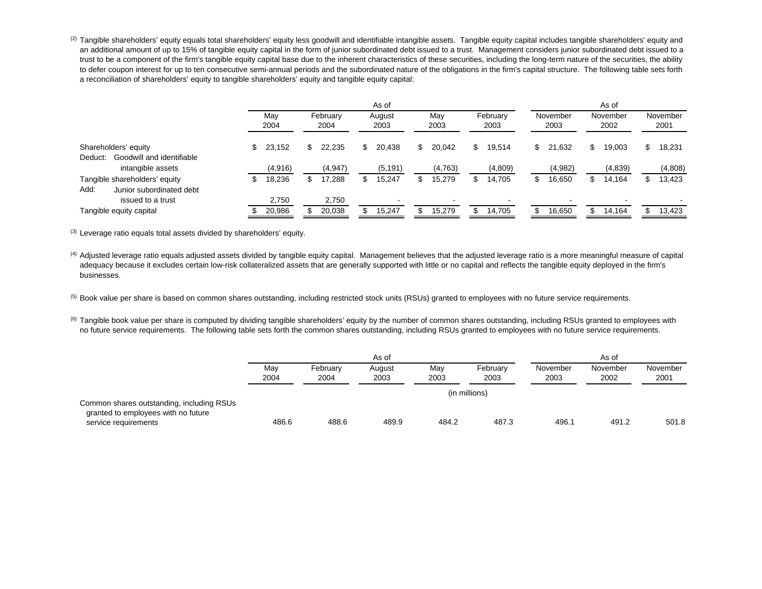(2) Tangible shareholders' equity equals total shareholders' equity less goodwill and identifiable intangible assets. Tangible equity capital includes tangible shareholders' equity and an additional amount of up to 15% of tangible equity capital in the form of junior subordinated debt issued to a trust. Management considers junior subordinated debt issued to a trust to be a component of the firm's tangible equity capital base due to the inherent characteristics of these securities, including the long-term nature of the securities, the ability to defer coupon interest for up to ten consecutive semi-annual periods and the subordinated nature of the obligations in the firm's capital structure. The following table sets forth a reconciliation of shareholders' equity to tangible shareholders' equity and tangible equity capital:

| | As of | | | | | As of | | |
|---|---|---|---|---|---|---|---|---|
| | May 2004 | February 2004 | August 2003 | May 2003 | February 2003 | November 2003 | November 2002 | November 2001 |
| Shareholders' equity | $ 23,152 | $ 22,235 | $ 20,438 | $ 20,042 | $ 19,514 | $ 21,632 | $ 19,003 | $ 18,231 |
| Deduct: Goodwill and identifiable intangible assets | (4,916) | (4,947) | (5,191) | (4,763) | (4,809) | (4,982) | (4,839) | (4,808) |
| Tangible shareholders' equity | $ 18,236 | $ 17,288 | $ 15,247 | $ 15,279 | $ 14,705 | $ 16,650 | $ 14,164 | $ 13,423 |
| Add: Junior subordinated debt issued to a trust | 2,750 | 2,750 | - | - | - | - | - | - |
| Tangible equity capital | $ 20,986 | $ 20,038 | $ 15,247 | $ 15,279 | $ 14,705 | $ 16,650 | $ 14,164 | $ 13,423 |

(3) Leverage ratio equals total assets divided by shareholders' equity.

(4) Adjusted leverage ratio equals adjusted assets divided by tangible equity capital. Management believes that the adjusted leverage ratio is a more meaningful measure of capital adequacy because it excludes certain low-risk collateralized assets that are generally supported with little or no capital and reflects the tangible equity deployed in the firm's businesses.

(5) Book value per share is based on common shares outstanding, including restricted stock units (RSUs) granted to employees with no future service requirements.

(6) Tangible book value per share is computed by dividing tangible shareholders' equity by the number of common shares outstanding, including RSUs granted to employees with no future service requirements. The following table sets forth the common shares outstanding, including RSUs granted to employees with no future service requirements.

| | As of | | | | | As of | | |
|---|---|---|---|---|---|---|---|---|
| | May 2004 | February 2004 | August 2003 | May 2003 | February 2003 | November 2003 | November 2002 | November 2001 |
| | (in millions) | | | | | | | |
| Common shares outstanding, including RSUs granted to employees with no future service requirements | 486.6 | 488.6 | 489.9 | 484.2 | 487.3 | 496.1 | 491.2 | 501.8 |